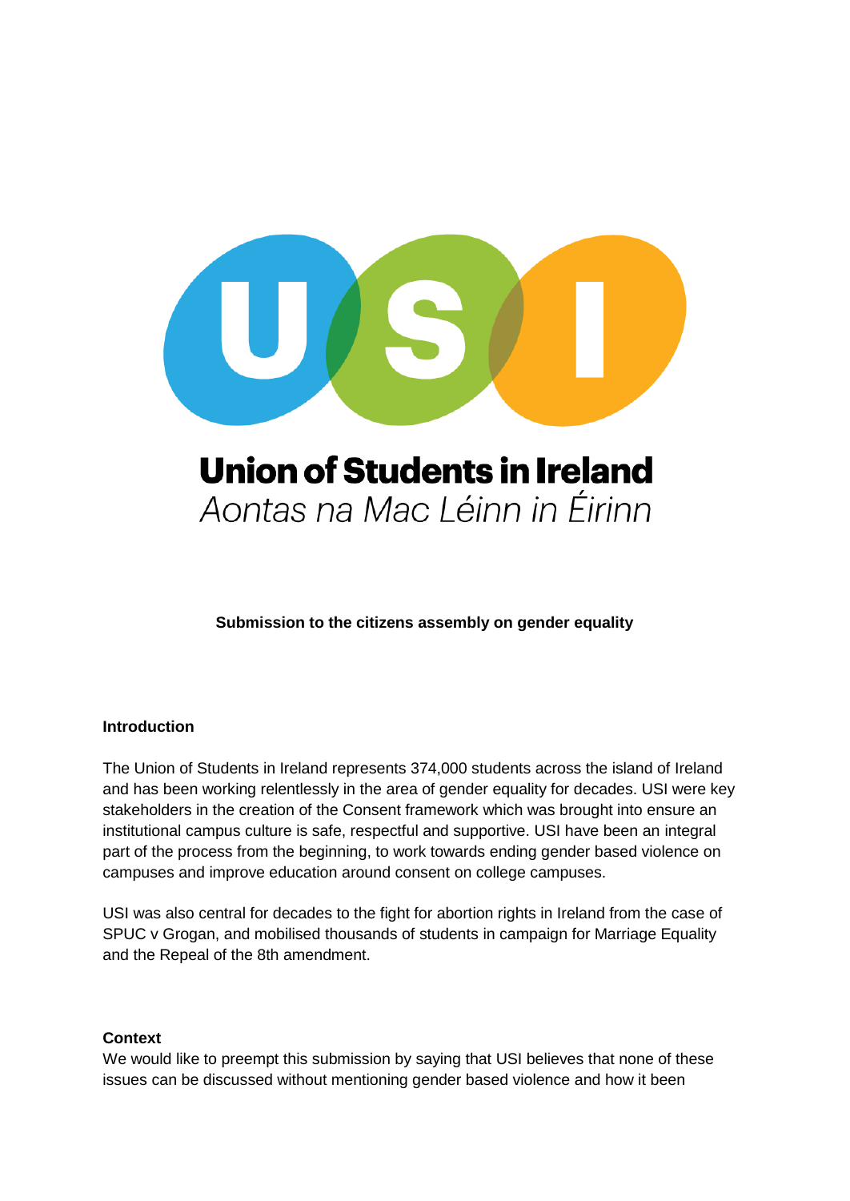# Union of Students in Ireland

*Aontas na Mac Léinn in Éirinn*

**Submission to the citizens assembly on gender equality**

## Introduction

The Union of Students in Ireland represents 374,000 students across the island of Ireland and has been working relentlessly in the area of gender equality for decades. USI were key stakeholders in the creation of the Consent framework which was brought into ensure an institutional campus culture is safe, respectful and supportive. USI have been an integral part of the process from the beginning, to work towards ending gender based violence on campuses and improve education around consent on college campuses.

USI was also central for decades to the fight for abortion rights in Ireland from the case of SPUC v Grogan, and mobilised thousands of students in campaign for Marriage Equality and the Repeal of the 8th amendment.

## Context

We would like to preempt this submission by saying that USI believes that none of these issues can be discussed without mentioning gender based violence and how it been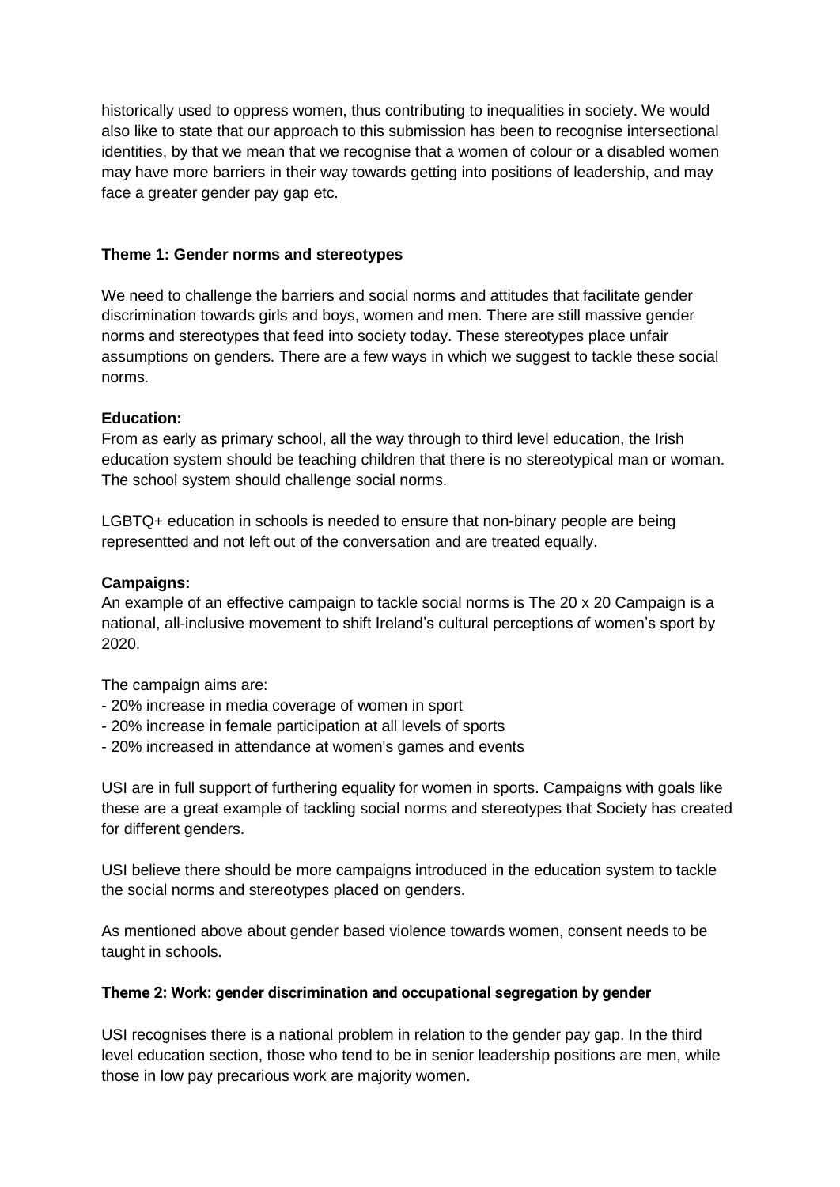historically used to oppress women, thus contributing to inequalities in society. We would also like to state that our approach to this submission has been to recognise intersectional identities, by that we mean that we recognise that a women of colour or a disabled women may have more barriers in their way towards getting into positions of leadership, and may face a greater gender pay gap etc.

**Theme 1: Gender norms and stereotypes**

We need to challenge the barriers and social norms and attitudes that facilitate gender discrimination towards girls and boys, women and men. There are still massive gender norms and stereotypes that feed into society today. These stereotypes place unfair assumptions on genders. There are a few ways in which we suggest to tackle these social norms.

**Education:**
From as early as primary school, all the way through to third level education, the Irish education system should be teaching children that there is no stereotypical man or woman. The school system should challenge social norms.

LGBTQ+ education in schools is needed to ensure that non-binary people are being representted and not left out of the conversation and are treated equally.

**Campaigns:**
An example of an effective campaign to tackle social norms is The 20 x 20 Campaign is a national, all-inclusive movement to shift Ireland's cultural perceptions of women's sport by 2020.

The campaign aims are:
- 20% increase in media coverage of women in sport
- 20% increase in female participation at all levels of sports
- 20% increased in attendance at women's games and events

USI are in full support of furthering equality for women in sports. Campaigns with goals like these are a great example of tackling social norms and stereotypes that Society has created for different genders.

USI believe there should be more campaigns introduced in the education system to tackle the social norms and stereotypes placed on genders.

As mentioned above about gender based violence towards women, consent needs to be taught in schools.

**Theme 2: Work: gender discrimination and occupational segregation by gender**

USI recognises there is a national problem in relation to the gender pay gap. In the third level education section, those who tend to be in senior leadership positions are men, while those in low pay precarious work are majority women.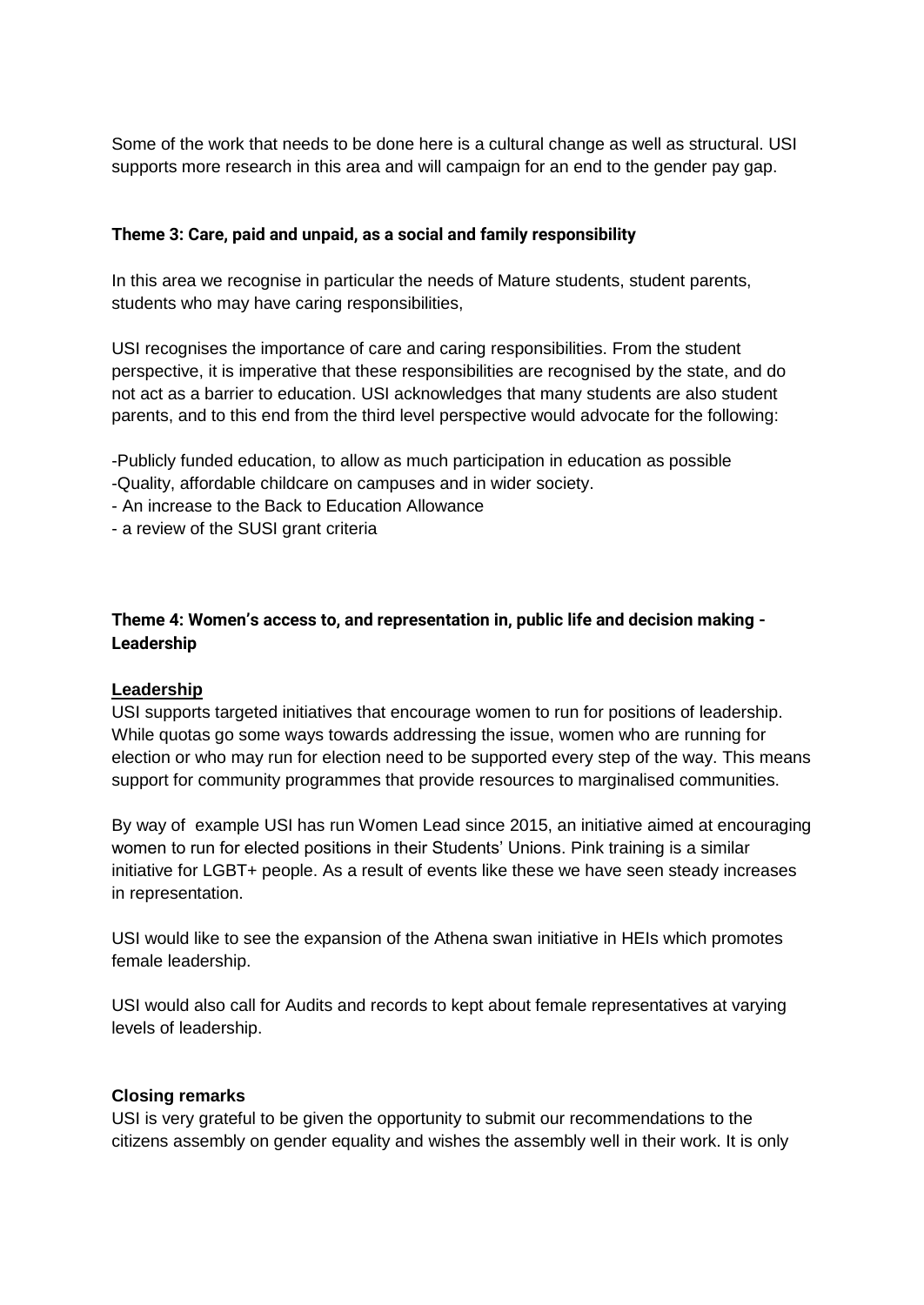Some of the work that needs to be done here is a cultural change as well as structural. USI supports more research in this area and will campaign for an end to the gender pay gap.

### Theme 3: Care, paid and unpaid, as a social and family responsibility

In this area we recognise in particular the needs of Mature students, student parents, students who may have caring responsibilities,

USI recognises the importance of care and caring responsibilities. From the student perspective, it is imperative that these responsibilities are recognised by the state, and do not act as a barrier to education. USI acknowledges that many students are also student parents, and to this end from the third level perspective would advocate for the following:

-Publicly funded education, to allow as much participation in education as possible
-Quality, affordable childcare on campuses and in wider society.
- An increase to the Back to Education Allowance
- a review of the SUSI grant criteria

### Theme 4: Women's access to, and representation in, public life and decision making - Leadership

**Leadership**

USI supports targeted initiatives that encourage women to run for positions of leadership. While quotas go some ways towards addressing the issue, women who are running for election or who may run for election need to be supported every step of the way. This means support for community programmes that provide resources to marginalised communities.

By way of example USI has run Women Lead since 2015, an initiative aimed at encouraging women to run for elected positions in their Students' Unions. Pink training is a similar initiative for LGBT+ people. As a result of events like these we have seen steady increases in representation.

USI would like to see the expansion of the Athena swan initiative in HEIs which promotes female leadership.

USI would also call for Audits and records to kept about female representatives at varying levels of leadership.

### Closing remarks

USI is very grateful to be given the opportunity to submit our recommendations to the citizens assembly on gender equality and wishes the assembly well in their work. It is only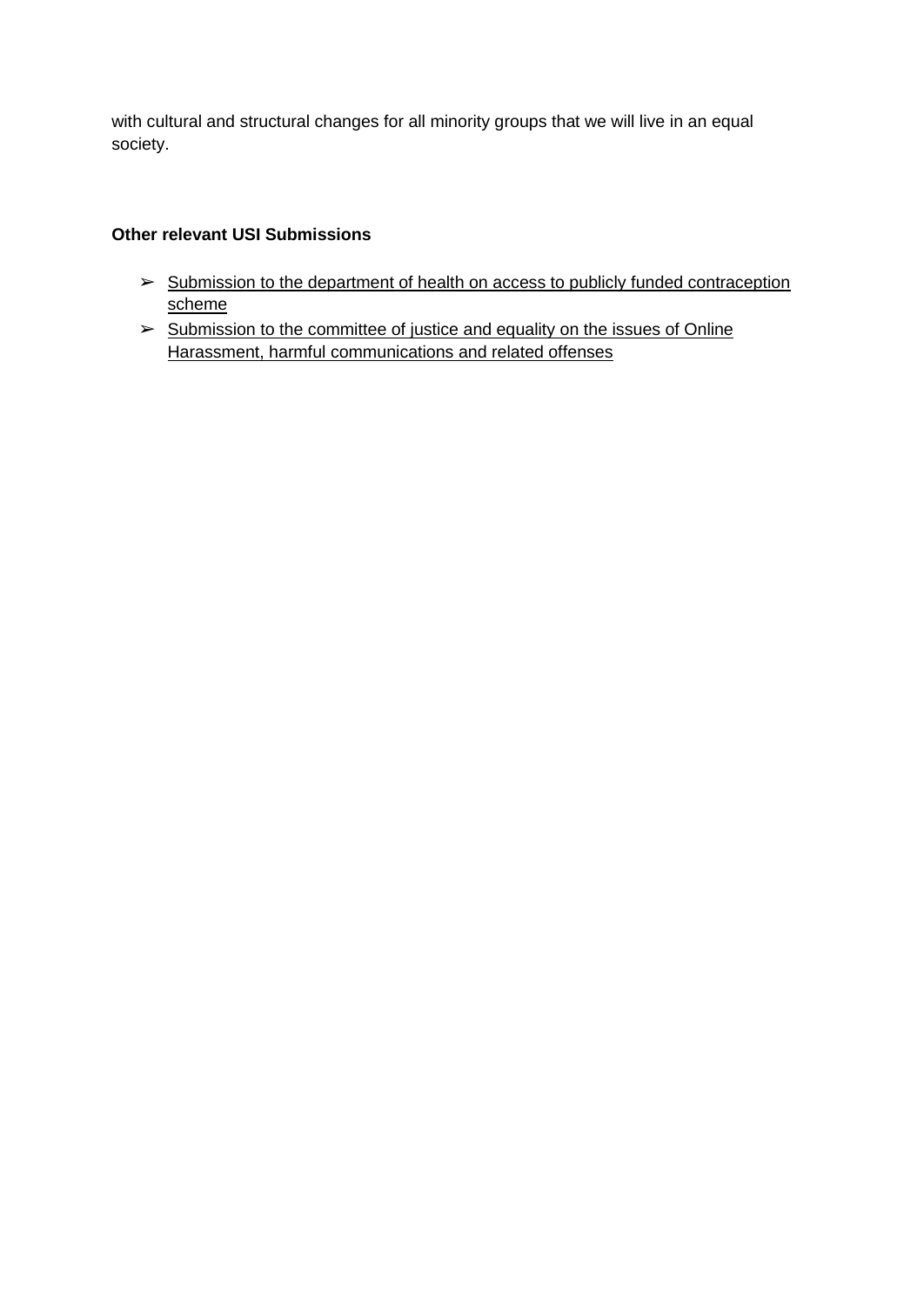with cultural and structural changes for all minority groups that we will live in an equal society.

**Other relevant USI Submissions**

- Submission to the department of health on access to publicly funded contraception scheme
- Submission to the committee of justice and equality on the issues of Online Harassment, harmful communications and related offenses